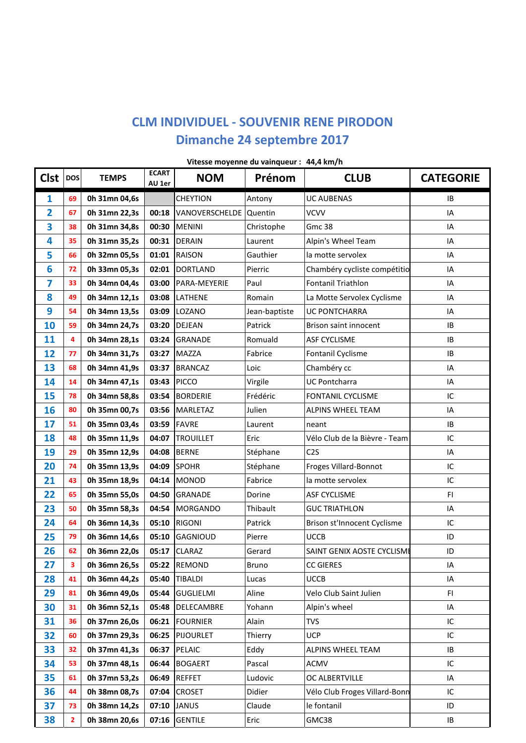# CLM INDIVIDUEL - SOUVENIR RENE PIRODON

## Dimanche 24 septembre 2017

**Vitesse moyenne du vainqueur : 44,4 km/h**

| Clst | DOS | TEMPS | ECART AU 1er | NOM | Prénom | CLUB | CATEGORIE |
|---|---|---|---|---|---|---|---|
| 1 | 69 | 0h 31mn 04,6s | | CHEYTION | Antony | UC AUBENAS | IB |
| 2 | 67 | 0h 31mn 22,3s | 00:18 | VANOVERSCHELDE | Quentin | VCVV | IA |
| 3 | 38 | 0h 31mn 34,8s | 00:30 | MENINI | Christophe | Gmc 38 | IA |
| 4 | 35 | 0h 31mn 35,2s | 00:31 | DERAIN | Laurent | Alpin's Wheel Team | IA |
| 5 | 66 | 0h 32mn 05,5s | 01:01 | RAISON | Gauthier | la motte servolex | IA |
| 6 | 72 | 0h 33mn 05,3s | 02:01 | DORTLAND | Pierric | Chambéry cycliste compétitio | IA |
| 7 | 33 | 0h 34mn 04,4s | 03:00 | PARA-MEYERIE | Paul | Fontanil Triathlon | IA |
| 8 | 49 | 0h 34mn 12,1s | 03:08 | LATHENE | Romain | La Motte Servolex Cyclisme | IA |
| 9 | 54 | 0h 34mn 13,5s | 03:09 | LOZANO | Jean-baptiste | UC PONTCHARRA | IA |
| 10 | 59 | 0h 34mn 24,7s | 03:20 | DEJEAN | Patrick | Brison saint innocent | IB |
| 11 | 4 | 0h 34mn 28,1s | 03:24 | GRANADE | Romuald | ASF CYCLISME | IB |
| 12 | 77 | 0h 34mn 31,7s | 03:27 | MAZZA | Fabrice | Fontanil Cyclisme | IB |
| 13 | 68 | 0h 34mn 41,9s | 03:37 | BRANCAZ | Loic | Chambéry cc | IA |
| 14 | 14 | 0h 34mn 47,1s | 03:43 | PICCO | Virgile | UC Pontcharra | IA |
| 15 | 78 | 0h 34mn 58,8s | 03:54 | BORDERIE | Frédéric | FONTANIL CYCLISME | IC |
| 16 | 80 | 0h 35mn 00,7s | 03:56 | MARLETAZ | Julien | ALPINS WHEEL TEAM | IA |
| 17 | 51 | 0h 35mn 03,4s | 03:59 | FAVRE | Laurent | neant | IB |
| 18 | 48 | 0h 35mn 11,9s | 04:07 | TROUILLET | Eric | Vélo Club de la Bièvre - Team | IC |
| 19 | 29 | 0h 35mn 12,9s | 04:08 | BERNE | Stéphane | C2S | IA |
| 20 | 74 | 0h 35mn 13,9s | 04:09 | SPOHR | Stéphane | Froges Villard-Bonnot | IC |
| 21 | 43 | 0h 35mn 18,9s | 04:14 | MONOD | Fabrice | la motte servolex | IC |
| 22 | 65 | 0h 35mn 55,0s | 04:50 | GRANADE | Dorine | ASF CYCLISME | FI |
| 23 | 50 | 0h 35mn 58,3s | 04:54 | MORGANDO | Thibault | GUC TRIATHLON | IA |
| 24 | 64 | 0h 36mn 14,3s | 05:10 | RIGONI | Patrick | Brison st'Innocent Cyclisme | IC |
| 25 | 79 | 0h 36mn 14,6s | 05:10 | GAGNIOUD | Pierre | UCCB | ID |
| 26 | 62 | 0h 36mn 22,0s | 05:17 | CLARAZ | Gerard | SAINT GENIX AOSTE CYCLISMI | ID |
| 27 | 3 | 0h 36mn 26,5s | 05:22 | REMOND | Bruno | CC GIERES | IA |
| 28 | 41 | 0h 36mn 44,2s | 05:40 | TIBALDI | Lucas | UCCB | IA |
| 29 | 81 | 0h 36mn 49,0s | 05:44 | GUGLIELMI | Aline | Velo Club Saint Julien | FI |
| 30 | 31 | 0h 36mn 52,1s | 05:48 | DELECAMBRE | Yohann | Alpin's wheel | IA |
| 31 | 36 | 0h 37mn 26,0s | 06:21 | FOURNIER | Alain | TVS | IC |
| 32 | 60 | 0h 37mn 29,3s | 06:25 | PIJOURLET | Thierry | UCP | IC |
| 33 | 32 | 0h 37mn 41,3s | 06:37 | PELAIC | Eddy | ALPINS WHEEL TEAM | IB |
| 34 | 53 | 0h 37mn 48,1s | 06:44 | BOGAERT | Pascal | ACMV | IC |
| 35 | 61 | 0h 37mn 53,2s | 06:49 | REFFET | Ludovic | OC ALBERTVILLE | IA |
| 36 | 44 | 0h 38mn 08,7s | 07:04 | CROSET | Didier | Vélo Club Froges Villard-Bonn | IC |
| 37 | 73 | 0h 38mn 14,2s | 07:10 | JANUS | Claude | le fontanil | ID |
| 38 | 2 | 0h 38mn 20,6s | 07:16 | GENTILE | Eric | GMC38 | IB |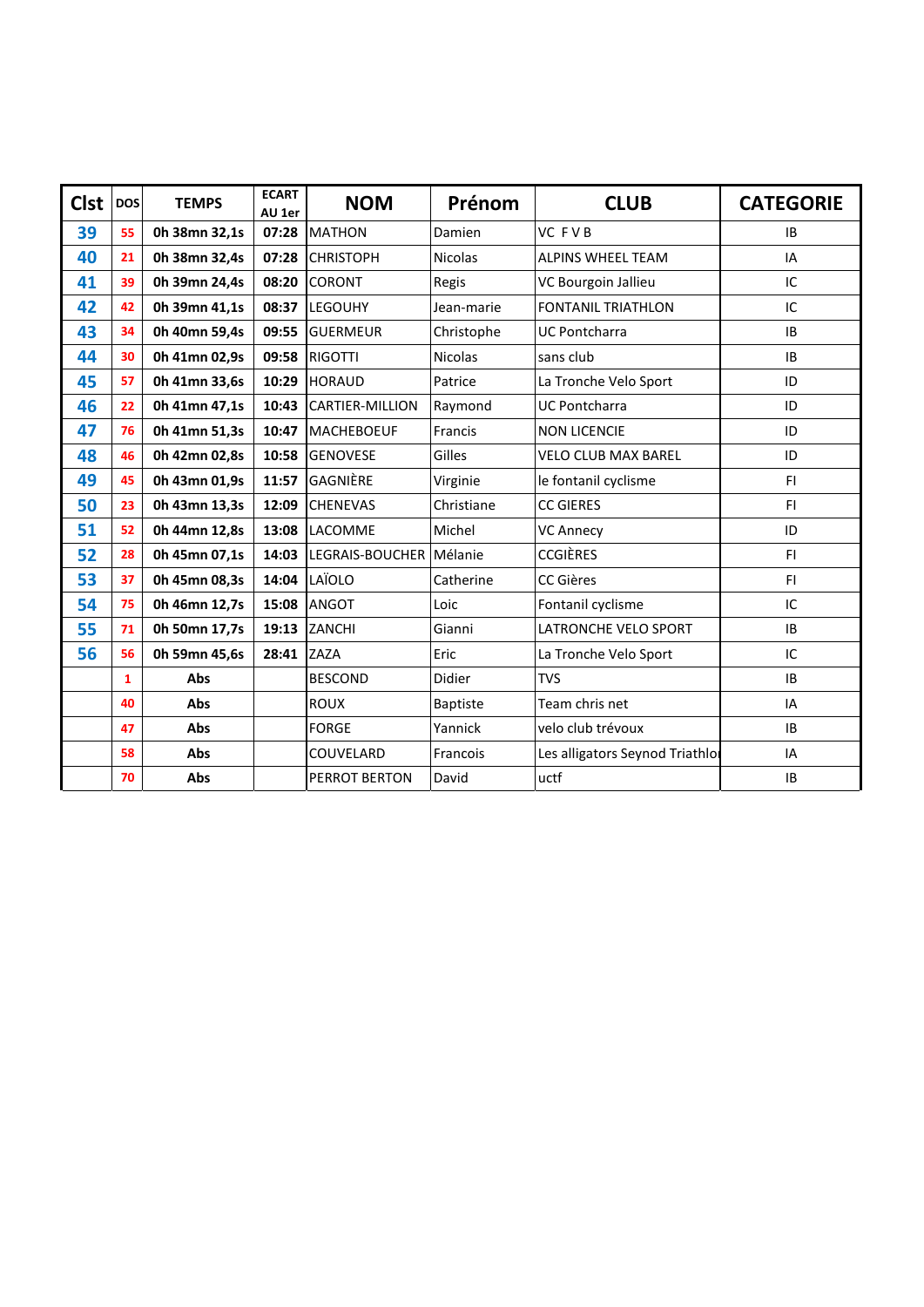| Clst | DOS | TEMPS | ECART AU 1er | NOM | Prénom | CLUB | CATEGORIE |
|---|---|---|---|---|---|---|---|
| 39 | 55 | 0h 38mn 32,1s | 07:28 | MATHON | Damien | VC F V B | IB |
| 40 | 21 | 0h 38mn 32,4s | 07:28 | CHRISTOPH | Nicolas | ALPINS WHEEL TEAM | IA |
| 41 | 39 | 0h 39mn 24,4s | 08:20 | CORONT | Regis | VC Bourgoin Jallieu | IC |
| 42 | 42 | 0h 39mn 41,1s | 08:37 | LEGOUHY | Jean-marie | FONTANIL TRIATHLON | IC |
| 43 | 34 | 0h 40mn 59,4s | 09:55 | GUERMEUR | Christophe | UC Pontcharra | IB |
| 44 | 30 | 0h 41mn 02,9s | 09:58 | RIGOTTI | Nicolas | sans club | IB |
| 45 | 57 | 0h 41mn 33,6s | 10:29 | HORAUD | Patrice | La Tronche Velo Sport | ID |
| 46 | 22 | 0h 41mn 47,1s | 10:43 | CARTIER-MILLION | Raymond | UC Pontcharra | ID |
| 47 | 76 | 0h 41mn 51,3s | 10:47 | MACHEBOEUF | Francis | NON LICENCIE | ID |
| 48 | 46 | 0h 42mn 02,8s | 10:58 | GENOVESE | Gilles | VELO CLUB MAX BAREL | ID |
| 49 | 45 | 0h 43mn 01,9s | 11:57 | GAGNIÈRE | Virginie | le fontanil cyclisme | FI |
| 50 | 23 | 0h 43mn 13,3s | 12:09 | CHENEVAS | Christiane | CC GIERES | FI |
| 51 | 52 | 0h 44mn 12,8s | 13:08 | LACOMME | Michel | VC Annecy | ID |
| 52 | 28 | 0h 45mn 07,1s | 14:03 | LEGRAIS-BOUCHER | Mélanie | CCGIÈRES | FI |
| 53 | 37 | 0h 45mn 08,3s | 14:04 | LAÏOLO | Catherine | CC Gières | FI |
| 54 | 75 | 0h 46mn 12,7s | 15:08 | ANGOT | Loic | Fontanil cyclisme | IC |
| 55 | 71 | 0h 50mn 17,7s | 19:13 | ZANCHI | Gianni | LATRONCHE VELO SPORT | IB |
| 56 | 56 | 0h 59mn 45,6s | 28:41 | ZAZA | Eric | La Tronche Velo Sport | IC |
| | 1 | Abs | | BESCOND | Didier | TVS | IB |
| | 40 | Abs | | ROUX | Baptiste | Team chris net | IA |
| | 47 | Abs | | FORGE | Yannick | velo club trévoux | IB |
| | 58 | Abs | | COUVELARD | Francois | Les alligators Seynod Triathlo | IA |
| | 70 | Abs | | PERROT BERTON | David | uctf | IB |